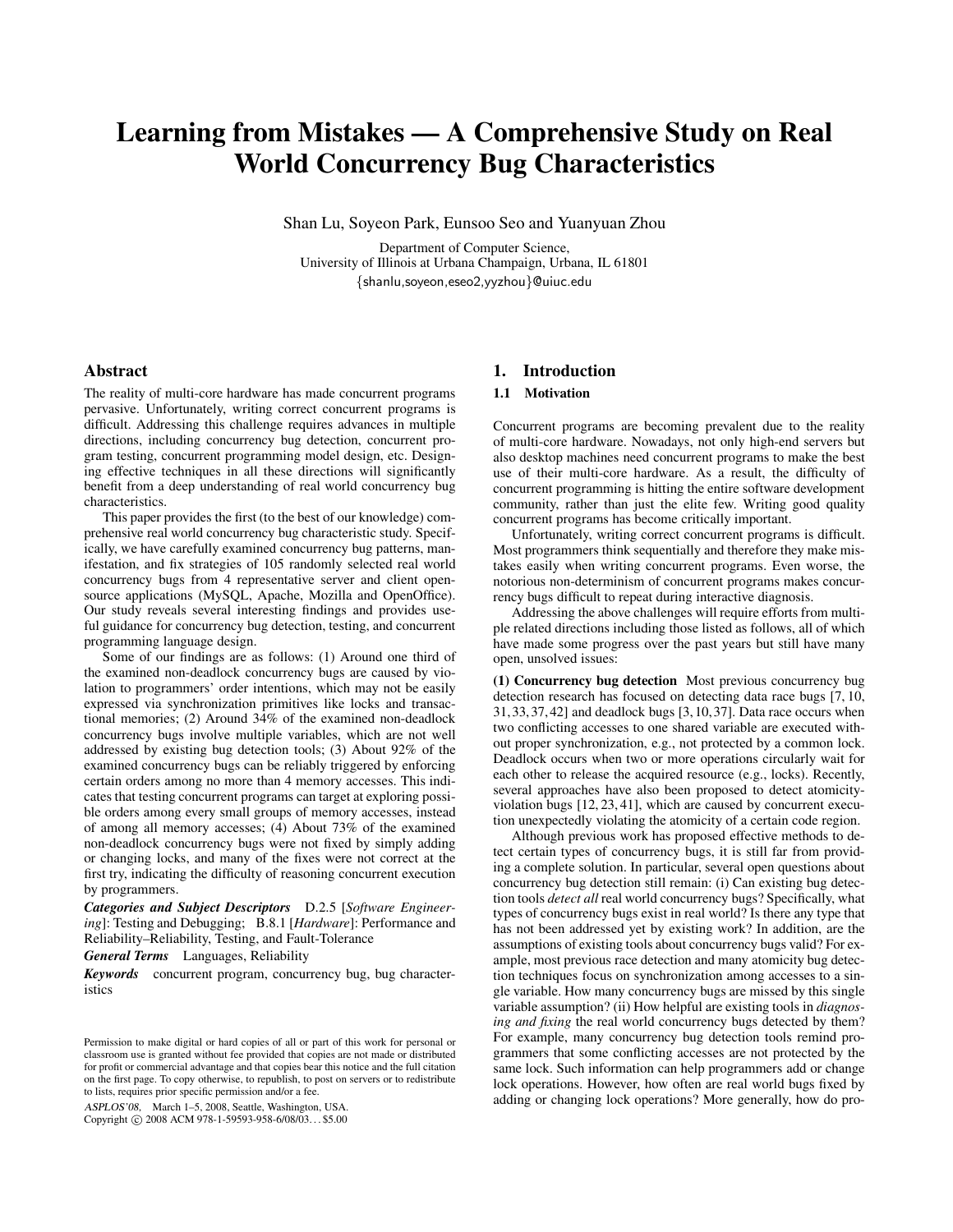# Learning from Mistakes — A Comprehensive Study on Real World Concurrency Bug Characteristics

Shan Lu, Soyeon Park, Eunsoo Seo and Yuanyuan Zhou

Department of Computer Science,
University of Illinois at Urbana Champaign, Urbana, IL 61801
{shanlu,soyeon,eseo2,yyzhou}@uiuc.edu

## Abstract

The reality of multi-core hardware has made concurrent programs pervasive. Unfortunately, writing correct concurrent programs is difficult. Addressing this challenge requires advances in multiple directions, including concurrency bug detection, concurrent program testing, concurrent programming model design, etc. Designing effective techniques in all these directions will significantly benefit from a deep understanding of real world concurrency bug characteristics.

This paper provides the first (to the best of our knowledge) comprehensive real world concurrency bug characteristic study. Specifically, we have carefully examined concurrency bug patterns, manifestation, and fix strategies of 105 randomly selected real world concurrency bugs from 4 representative server and client open-source applications (MySQL, Apache, Mozilla and OpenOffice). Our study reveals several interesting findings and provides useful guidance for concurrency bug detection, testing, and concurrent programming language design.

Some of our findings are as follows: (1) Around one third of the examined non-deadlock concurrency bugs are caused by violation to programmers' order intentions, which may not be easily expressed via synchronization primitives like locks and transactional memories; (2) Around 34% of the examined non-deadlock concurrency bugs involve multiple variables, which are not well addressed by existing bug detection tools; (3) About 92% of the examined concurrency bugs can be reliably triggered by enforcing certain orders among no more than 4 memory accesses. This indicates that testing concurrent programs can target at exploring possible orders among every small groups of memory accesses, instead of among all memory accesses; (4) About 73% of the examined non-deadlock concurrency bugs were not fixed by simply adding or changing locks, and many of the fixes were not correct at the first try, indicating the difficulty of reasoning concurrent execution by programmers.

***Categories and Subject Descriptors*** D.2.5 [*Software Engineering*]: Testing and Debugging; B.8.1 [*Hardware*]: Performance and Reliability–Reliability, Testing, and Fault-Tolerance

***General Terms*** Languages, Reliability

***Keywords*** concurrent program, concurrency bug, bug characteristics

Permission to make digital or hard copies of all or part of this work for personal or classroom use is granted without fee provided that copies are not made or distributed for profit or commercial advantage and that copies bear this notice and the full citation on the first page. To copy otherwise, to republish, to post on servers or to redistribute to lists, requires prior specific permission and/or a fee.

*ASPLOS'08,* March 1–5, 2008, Seattle, Washington, USA.
Copyright © 2008 ACM 978-1-59593-958-6/08/03... $5.00

## 1. Introduction

### 1.1 Motivation

Concurrent programs are becoming prevalent due to the reality of multi-core hardware. Nowadays, not only high-end servers but also desktop machines need concurrent programs to make the best use of their multi-core hardware. As a result, the difficulty of concurrent programming is hitting the entire software development community, rather than just the elite few. Writing good quality concurrent programs has become critically important.

Unfortunately, writing correct concurrent programs is difficult. Most programmers think sequentially and therefore they make mistakes easily when writing concurrent programs. Even worse, the notorious non-determinism of concurrent programs makes concurrency bugs difficult to repeat during interactive diagnosis.

Addressing the above challenges will require efforts from multiple related directions including those listed as follows, all of which have made some progress over the past years but still have many open, unsolved issues:

**(1) Concurrency bug detection** Most previous concurrency bug detection research has focused on detecting data race bugs [7, 10, 31, 33, 37, 42] and deadlock bugs [3, 10, 37]. Data race occurs when two conflicting accesses to one shared variable are executed without proper synchronization, e.g., not protected by a common lock. Deadlock occurs when two or more operations circularly wait for each other to release the acquired resource (e.g., locks). Recently, several approaches have also been proposed to detect atomicity-violation bugs [12, 23, 41], which are caused by concurrent execution unexpectedly violating the atomicity of a certain code region.

Although previous work has proposed effective methods to detect certain types of concurrency bugs, it is still far from providing a complete solution. In particular, several open questions about concurrency bug detection still remain: (i) Can existing bug detection tools *detect all* real world concurrency bugs? Specifically, what types of concurrency bugs exist in real world? Is there any type that has not been addressed yet by existing work? In addition, are the assumptions of existing tools about concurrency bugs valid? For example, most previous race detection and many atomicity bug detection techniques focus on synchronization among accesses to a single variable. How many concurrency bugs are missed by this single variable assumption? (ii) How helpful are existing tools in *diagnosing and fixing* the real world concurrency bugs detected by them? For example, many concurrency bug detection tools remind programmers that some conflicting accesses are not protected by the same lock. Such information can help programmers add or change lock operations. However, how often are real world bugs fixed by adding or changing lock operations? More generally, how do pro-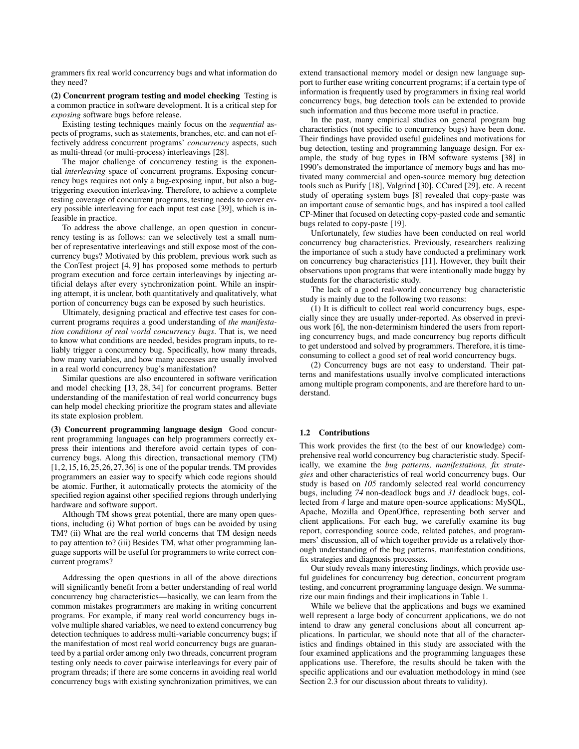grammers fix real world concurrency bugs and what information do they need?

**(2) Concurrent program testing and model checking** Testing is a common practice in software development. It is a critical step for *exposing* software bugs before release.

Existing testing techniques mainly focus on the *sequential* aspects of programs, such as statements, branches, etc. and can not effectively address concurrent programs' *concurrency* aspects, such as multi-thread (or multi-process) interleavings [28].

The major challenge of concurrency testing is the exponential *interleaving* space of concurrent programs. Exposing concurrency bugs requires not only a bug-exposing input, but also a bug-triggering execution interleaving. Therefore, to achieve a complete testing coverage of concurrent programs, testing needs to cover every possible interleaving for each input test case [39], which is infeasible in practice.

To address the above challenge, an open question in concurrency testing is as follows: can we selectively test a small number of representative interleavings and still expose most of the concurrency bugs? Motivated by this problem, previous work such as the ConTest project [4, 9] has proposed some methods to perturb program execution and force certain interleavings by injecting artificial delays after every synchronization point. While an inspiring attempt, it is unclear, both quantitatively and qualitatively, what portion of concurrency bugs can be exposed by such heuristics.

Ultimately, designing practical and effective test cases for concurrent programs requires a good understanding of *the manifestation conditions of real world concurrency bugs*. That is, we need to know what conditions are needed, besides program inputs, to reliably trigger a concurrency bug. Specifically, how many threads, how many variables, and how many accesses are usually involved in a real world concurrency bug's manifestation?

Similar questions are also encountered in software verification and model checking [13, 28, 34] for concurrent programs. Better understanding of the manifestation of real world concurrency bugs can help model checking prioritize the program states and alleviate its state explosion problem.

**(3) Concurrent programming language design** Good concurrent programming languages can help programmers correctly express their intentions and therefore avoid certain types of concurrency bugs. Along this direction, transactional memory (TM) [1, 2, 15, 16, 25, 26, 27, 36] is one of the popular trends. TM provides programmers an easier way to specify which code regions should be atomic. Further, it automatically protects the atomicity of the specified region against other specified regions through underlying hardware and software support.

Although TM shows great potential, there are many open questions, including (i) What portion of bugs can be avoided by using TM? (ii) What are the real world concerns that TM design needs to pay attention to? (iii) Besides TM, what other programming language supports will be useful for programmers to write correct concurrent programs?

Addressing the open questions in all of the above directions will significantly benefit from a better understanding of real world concurrency bug characteristics—basically, we can learn from the common mistakes programmers are making in writing concurrent programs. For example, if many real world concurrency bugs involve multiple shared variables, we need to extend concurrency bug detection techniques to address multi-variable concurrency bugs; if the manifestation of most real world concurrency bugs are guaranteed by a partial order among only two threads, concurrent program testing only needs to cover pairwise interleavings for every pair of program threads; if there are some concerns in avoiding real world concurrency bugs with existing synchronization primitives, we can extend transactional memory model or design new language support to further ease writing concurrent programs; if a certain type of information is frequently used by programmers in fixing real world concurrency bugs, bug detection tools can be extended to provide such information and thus become more useful in practice.

In the past, many empirical studies on general program bug characteristics (not specific to concurrency bugs) have been done. Their findings have provided useful guidelines and motivations for bug detection, testing and programming language design. For example, the study of bug types in IBM software systems [38] in 1990's demonstrated the importance of memory bugs and has motivated many commercial and open-source memory bug detection tools such as Purify [18], Valgrind [30], CCured [29], etc. A recent study of operating system bugs [8] revealed that copy-paste was an important cause of semantic bugs, and has inspired a tool called CP-Miner that focused on detecting copy-pasted code and semantic bugs related to copy-paste [19].

Unfortunately, few studies have been conducted on real world concurrency bug characteristics. Previously, researchers realizing the importance of such a study have conducted a preliminary work on concurrency bug characteristics [11]. However, they built their observations upon programs that were intentionally made buggy by students for the characteristic study.

The lack of a good real-world concurrency bug characteristic study is mainly due to the following two reasons:

(1) It is difficult to collect real world concurrency bugs, especially since they are usually under-reported. As observed in previous work [6], the non-determinism hindered the users from reporting concurrency bugs, and made concurrency bug reports difficult to get understood and solved by programmers. Therefore, it is time-consuming to collect a good set of real world concurrency bugs.

(2) Concurrency bugs are not easy to understand. Their patterns and manifestations usually involve complicated interactions among multiple program components, and are therefore hard to understand.

### 1.2 Contributions

This work provides the first (to the best of our knowledge) comprehensive real world concurrency bug characteristic study. Specifically, we examine the *bug patterns, manifestations, fix strategies* and other characteristics of real world concurrency bugs. Our study is based on *105* randomly selected real world concurrency bugs, including *74* non-deadlock bugs and *31* deadlock bugs, collected from *4* large and mature open-source applications: MySQL, Apache, Mozilla and OpenOffice, representing both server and client applications. For each bug, we carefully examine its bug report, corresponding source code, related patches, and programmers' discussion, all of which together provide us a relatively thorough understanding of the bug patterns, manifestation conditions, fix strategies and diagnosis processes.

Our study reveals many interesting findings, which provide useful guidelines for concurrency bug detection, concurrent program testing, and concurrent programming language design. We summarize our main findings and their implications in Table 1.

While we believe that the applications and bugs we examined well represent a large body of concurrent applications, we do not intend to draw any general conclusions about all concurrent applications. In particular, we should note that all of the characteristics and findings obtained in this study are associated with the four examined applications and the programming languages these applications use. Therefore, the results should be taken with the specific applications and our evaluation methodology in mind (see Section 2.3 for our discussion about threats to validity).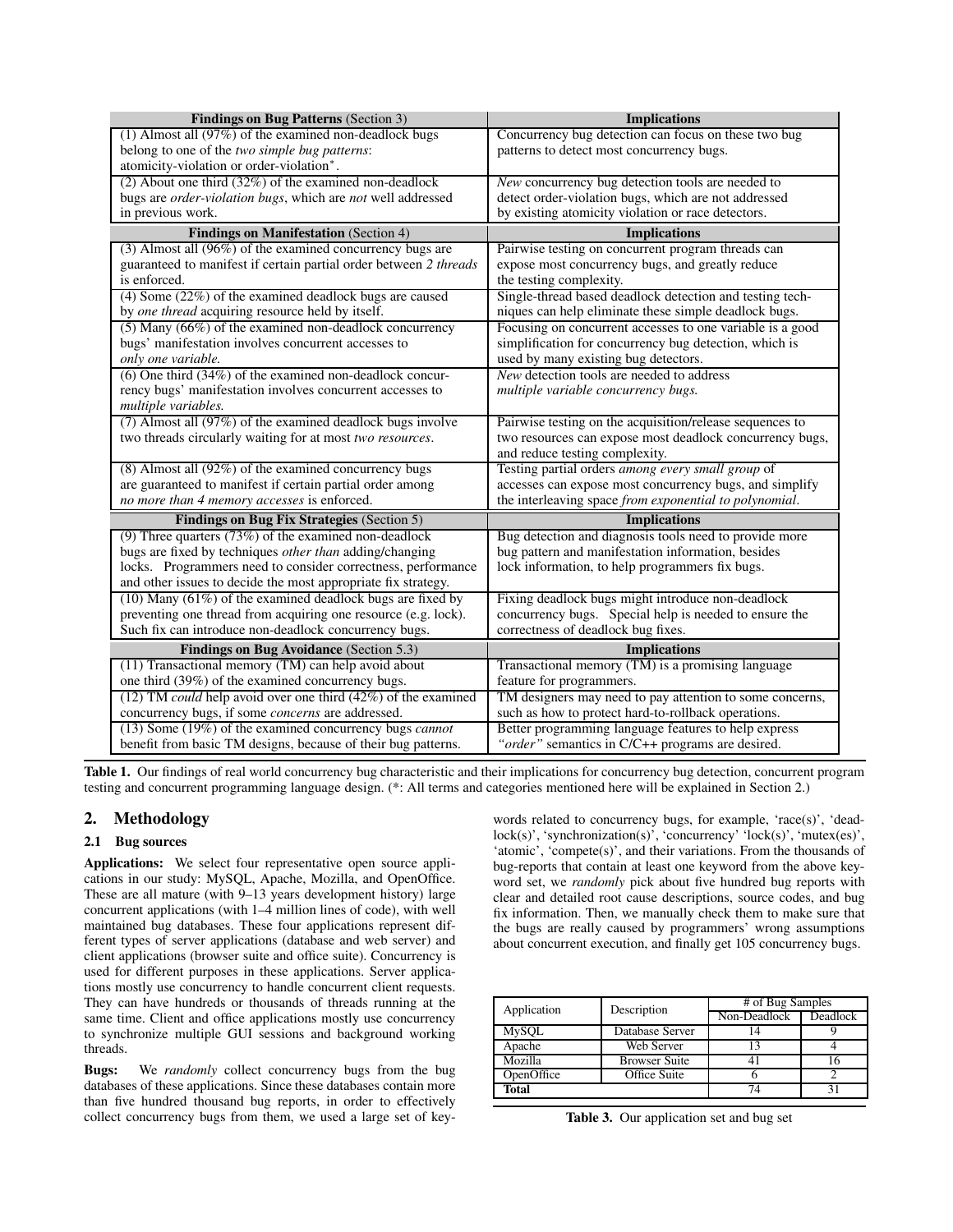| **Findings on Bug Patterns** (Section 3) | **Implications** |
|---|---|
| (1) Almost all (97%) of the examined non-deadlock bugs belong to one of the *two simple bug patterns*: atomicity-violation or order-violation*. | Concurrency bug detection can focus on these two bug patterns to detect most concurrency bugs. |
| (2) About one third (32%) of the examined non-deadlock bugs are *order-violation bugs*, which are *not* well addressed in previous work. | *New* concurrency bug detection tools are needed to detect order-violation bugs, which are not addressed by existing atomicity violation or race detectors. |
| **Findings on Manifestation** (Section 4) | **Implications** |
| (3) Almost all (96%) of the examined concurrency bugs are guaranteed to manifest if certain partial order between *2 threads* is enforced. | Pairwise testing on concurrent program threads can expose most concurrency bugs, and greatly reduce the testing complexity. |
| (4) Some (22%) of the examined deadlock bugs are caused by *one thread* acquiring resource held by itself. | Single-thread based deadlock detection and testing techniques can help eliminate these simple deadlock bugs. |
| (5) Many (66%) of the examined non-deadlock concurrency bugs' manifestation involves concurrent accesses to *only one variable.* | Focusing on concurrent accesses to one variable is a good simplification for concurrency bug detection, which is used by many existing bug detectors. |
| (6) One third (34%) of the examined non-deadlock concurrency bugs' manifestation involves concurrent accesses to *multiple variables.* | *New* detection tools are needed to address *multiple variable concurrency bugs.* |
| (7) Almost all (97%) of the examined deadlock bugs involve two threads circularly waiting for at most *two resources*. | Pairwise testing on the acquisition/release sequences to two resources can expose most deadlock concurrency bugs, and reduce testing complexity. |
| (8) Almost all (92%) of the examined concurrency bugs are guaranteed to manifest if certain partial order among *no more than 4 memory accesses* is enforced. | Testing partial orders *among every small group* of accesses can expose most concurrency bugs, and simplify the interleaving space *from exponential to polynomial*. |
| **Findings on Bug Fix Strategies** (Section 5) | **Implications** |
| (9) Three quarters (73%) of the examined non-deadlock bugs are fixed by techniques *other than* adding/changing locks. Programmers need to consider correctness, performance and other issues to decide the most appropriate fix strategy. | Bug detection and diagnosis tools need to provide more bug pattern and manifestation information, besides lock information, to help programmers fix bugs. |
| (10) Many (61%) of the examined deadlock bugs are fixed by preventing one thread from acquiring one resource (e.g. lock). Such fix can introduce non-deadlock concurrency bugs. | Fixing deadlock bugs might introduce non-deadlock concurrency bugs. Special help is needed to ensure the correctness of deadlock bug fixes. |
| **Findings on Bug Avoidance** (Section 5.3) | **Implications** |
| (11) Transactional memory (TM) can help avoid about one third (39%) of the examined concurrency bugs. | Transactional memory (TM) is a promising language feature for programmers. |
| (12) TM *could* help avoid over one third (42%) of the examined concurrency bugs, if some *concerns* are addressed. | TM designers may need to pay attention to some concerns, such as how to protect hard-to-rollback operations. |
| (13) Some (19%) of the examined concurrency bugs *cannot* benefit from basic TM designs, because of their bug patterns. | Better programming language features to help express *"order"* semantics in C/C++ programs are desired. |

**Table 1.** Our findings of real world concurrency bug characteristic and their implications for concurrency bug detection, concurrent program testing and concurrent programming language design. (*: All terms and categories mentioned here will be explained in Section 2.)

## 2. Methodology

### 2.1 Bug sources

**Applications:** We select four representative open source applications in our study: MySQL, Apache, Mozilla, and OpenOffice. These are all mature (with 9–13 years development history) large concurrent applications (with 1–4 million lines of code), with well maintained bug databases. These four applications represent different types of server applications (database and web server) and client applications (browser suite and office suite). Concurrency is used for different purposes in these applications. Server applications mostly use concurrency to handle concurrent client requests. They can have hundreds or thousands of threads running at the same time. Client and office applications mostly use concurrency to synchronize multiple GUI sessions and background working threads.

**Bugs:** We *randomly* collect concurrency bugs from the bug databases of these applications. Since these databases contain more than five hundred thousand bug reports, in order to effectively collect concurrency bugs from them, we used a large set of keywords related to concurrency bugs, for example, 'race(s)', 'deadlock(s)', 'synchronization(s)', 'concurrency' 'lock(s)', 'mutex(es)', 'atomic', 'compete(s)', and their variations. From the thousands of bug-reports that contain at least one keyword from the above keyword set, we *randomly* pick about five hundred bug reports with clear and detailed root cause descriptions, source codes, and bug fix information. Then, we manually check them to make sure that the bugs are really caused by programmers' wrong assumptions about concurrent execution, and finally get 105 concurrency bugs.

| Application | Description | # of Bug Samples | |
|---|---|---|---|
| | | Non-Deadlock | Deadlock |
| MySQL | Database Server | 14 | 9 |
| Apache | Web Server | 13 | 4 |
| Mozilla | Browser Suite | 41 | 16 |
| OpenOffice | Office Suite | 6 | 2 |
| **Total** | | 74 | 31 |

**Table 3.** Our application set and bug set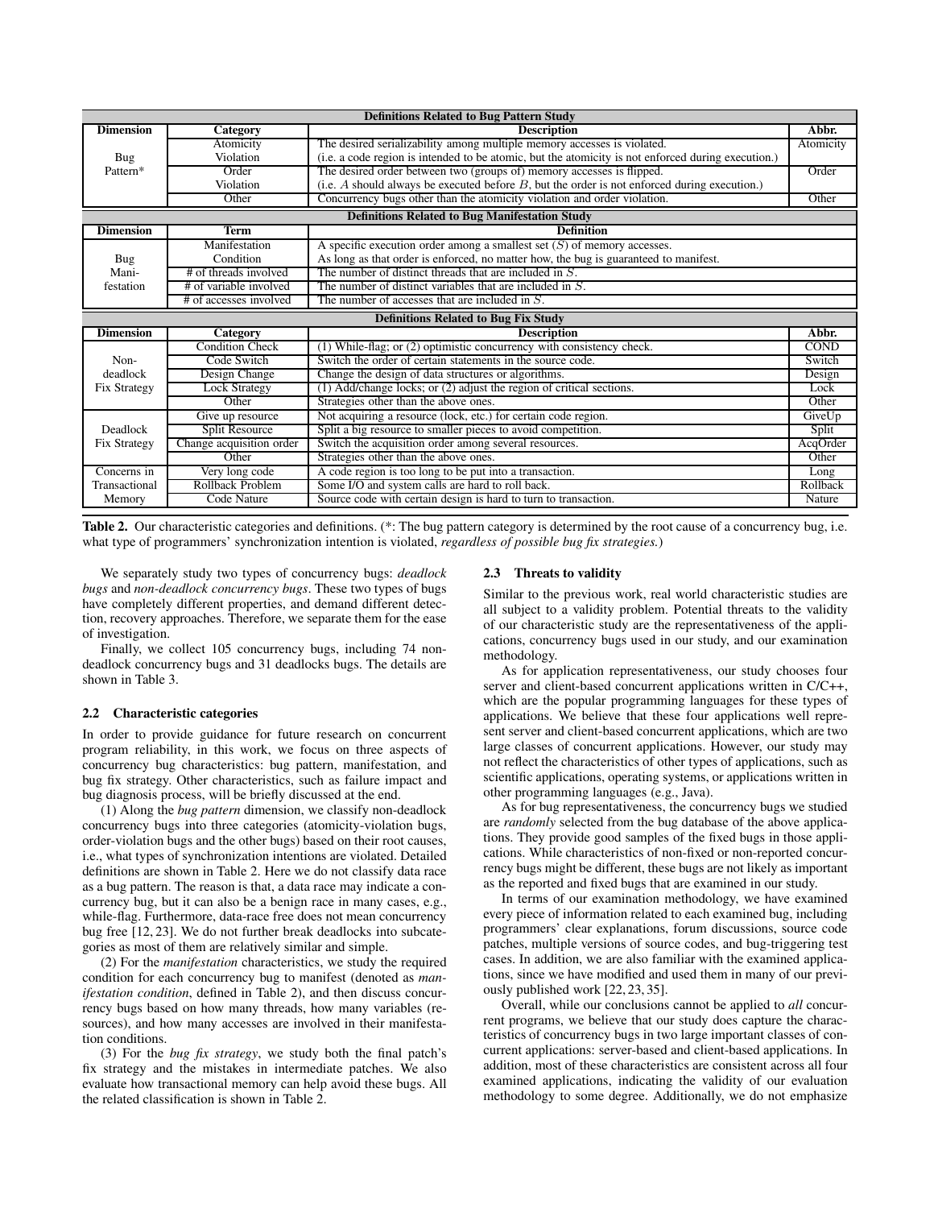| Definitions Related to Bug Pattern Study | | | |
|---|---|---|---|
| **Dimension** | **Category** | **Description** | **Abbr.** |
| Bug Pattern* | Atomicity Violation | The desired serializability among multiple memory accesses is violated. (i.e. a code region is intended to be atomic, but the atomicity is not enforced during execution.) | Atomicity |
| | Order Violation | The desired order between two (groups of) memory accesses is flipped. (i.e. $A$ should always be executed before $B$, but the order is not enforced during execution.) | Order |
| | Other | Concurrency bugs other than the atomicity violation and order violation. | Other |
| **Definitions Related to Bug Manifestation Study** | | | |
| **Dimension** | **Term** | **Definition** | |
| Bug Mani-festation | Manifestation Condition | A specific execution order among a smallest set ($S$) of memory accesses. As long as that order is enforced, no matter how, the bug is guaranteed to manifest. | |
| | # of threads involved | The number of distinct threads that are included in $S$. | |
| | # of variable involved | The number of distinct variables that are included in $S$. | |
| | # of accesses involved | The number of accesses that are included in $S$. | |
| **Definitions Related to Bug Fix Study** | | | |
| **Dimension** | **Category** | **Description** | **Abbr.** |
| Non-deadlock Fix Strategy | Condition Check | (1) While-flag; or (2) optimistic concurrency with consistency check. | COND |
| | Code Switch | Switch the order of certain statements in the source code. | Switch |
| | Design Change | Change the design of data structures or algorithms. | Design |
| | Lock Strategy | (1) Add/change locks; or (2) adjust the region of critical sections. | Lock |
| | Other | Strategies other than the above ones. | Other |
| Deadlock Fix Strategy | Give up resource | Not acquiring a resource (lock, etc.) for certain code region. | GiveUp |
| | Split Resource | Split a big resource to smaller pieces to avoid competition. | Split |
| | Change acquisition order | Switch the acquisition order among several resources. | AcqOrder |
| | Other | Strategies other than the above ones. | Other |
| Concerns in Transactional Memory | Very long code | A code region is too long to be put into a transaction. | Long |
| | Rollback Problem | Some I/O and system calls are hard to roll back. | Rollback |
| | Code Nature | Source code with certain design is hard to turn to transaction. | Nature |

**Table 2.** Our characteristic categories and definitions. (*: The bug pattern category is determined by the root cause of a concurrency bug, i.e. what type of programmers' synchronization intention is violated, *regardless of possible bug fix strategies.*)

We separately study two types of concurrency bugs: *deadlock bugs* and *non-deadlock concurrency bugs*. These two types of bugs have completely different properties, and demand different detection, recovery approaches. Therefore, we separate them for the ease of investigation.

Finally, we collect 105 concurrency bugs, including 74 non-deadlock concurrency bugs and 31 deadlocks bugs. The details are shown in Table 3.

### 2.2 Characteristic categories

In order to provide guidance for future research on concurrent program reliability, in this work, we focus on three aspects of concurrency bug characteristics: bug pattern, manifestation, and bug fix strategy. Other characteristics, such as failure impact and bug diagnosis process, will be briefly discussed at the end.

(1) Along the *bug pattern* dimension, we classify non-deadlock concurrency bugs into three categories (atomicity-violation bugs, order-violation bugs and the other bugs) based on their root causes, i.e., what types of synchronization intentions are violated. Detailed definitions are shown in Table 2. Here we do not classify data race as a bug pattern. The reason is that, a data race may indicate a concurrency bug, but it can also be a benign race in many cases, e.g., while-flag. Furthermore, data-race free does not mean concurrency bug free [12, 23]. We do not further break deadlocks into subcategories as most of them are relatively similar and simple.

(2) For the *manifestation* characteristics, we study the required condition for each concurrency bug to manifest (denoted as *manifestation condition*, defined in Table 2), and then discuss concurrency bugs based on how many threads, how many variables (resources), and how many accesses are involved in their manifestation conditions.

(3) For the *bug fix strategy*, we study both the final patch's fix strategy and the mistakes in intermediate patches. We also evaluate how transactional memory can help avoid these bugs. All the related classification is shown in Table 2.

### 2.3 Threats to validity

Similar to the previous work, real world characteristic studies are all subject to a validity problem. Potential threats to the validity of our characteristic study are the representativeness of the applications, concurrency bugs used in our study, and our examination methodology.

As for application representativeness, our study chooses four server and client-based concurrent applications written in C/C++, which are the popular programming languages for these types of applications. We believe that these four applications well represent server and client-based concurrent applications, which are two large classes of concurrent applications. However, our study may not reflect the characteristics of other types of applications, such as scientific applications, operating systems, or applications written in other programming languages (e.g., Java).

As for bug representativeness, the concurrency bugs we studied are *randomly* selected from the bug database of the above applications. They provide good samples of the fixed bugs in those applications. While characteristics of non-fixed or non-reported concurrency bugs might be different, these bugs are not likely as important as the reported and fixed bugs that are examined in our study.

In terms of our examination methodology, we have examined every piece of information related to each examined bug, including programmers' clear explanations, forum discussions, source code patches, multiple versions of source codes, and bug-triggering test cases. In addition, we are also familiar with the examined applications, since we have modified and used them in many of our previously published work [22, 23, 35].

Overall, while our conclusions cannot be applied to *all* concurrent programs, we believe that our study does capture the characteristics of concurrency bugs in two large important classes of concurrent applications: server-based and client-based applications. In addition, most of these characteristics are consistent across all four examined applications, indicating the validity of our evaluation methodology to some degree. Additionally, we do not emphasize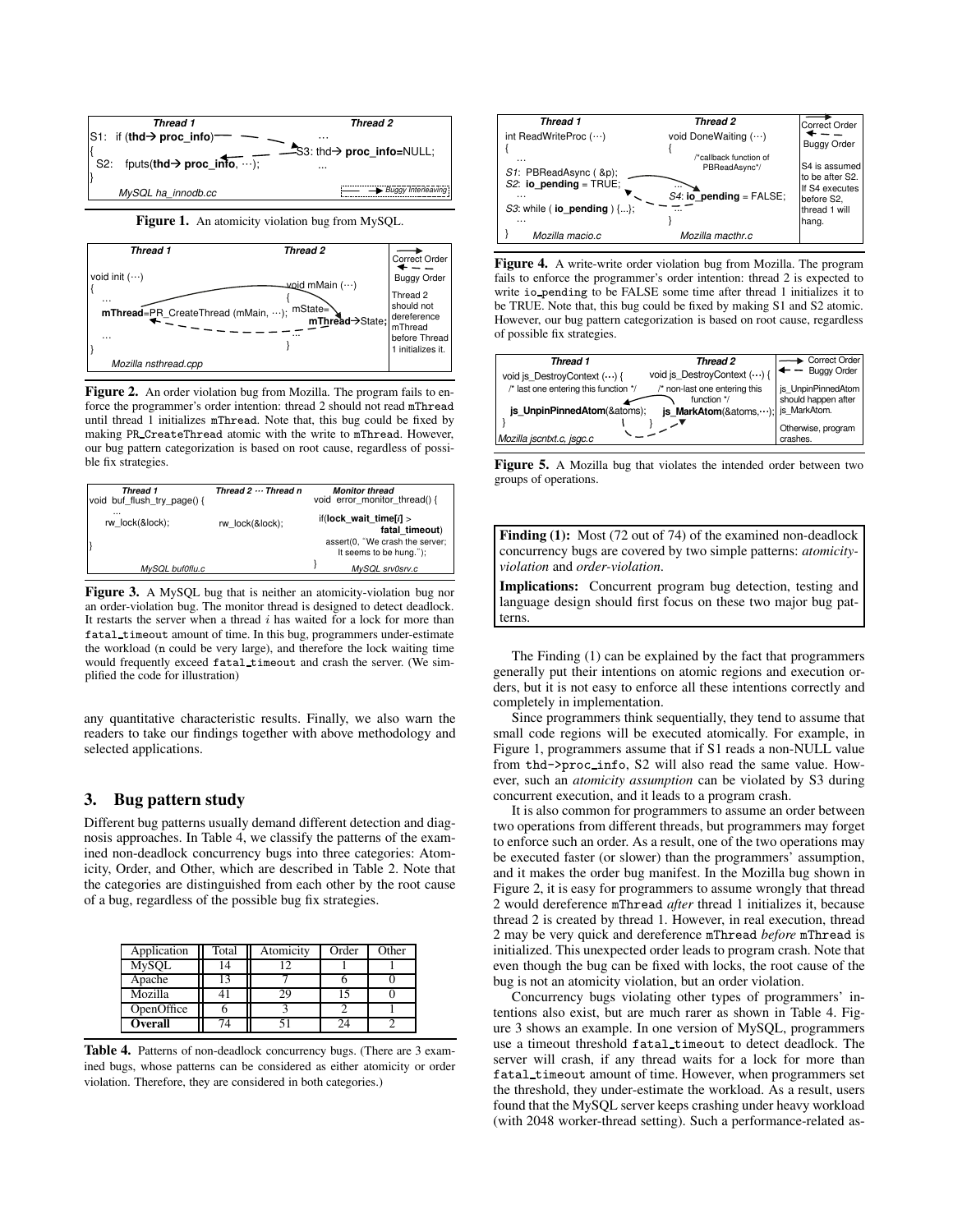| Thread 1 | Thread 2 |
| --- | --- |
| S1: if (thd→ proc_info) | ... |
| { | S3: thd→ proc_info=NULL; |
| S2: fputs(thd→ proc_info, ···); | ... |
| } | |
| MySQL ha_innodb.cc | Buggy Interleaving |

**Figure 1.** An atomicity violation bug from MySQL.

```
Thread 1                                        Thread 2
void init (···)                                 void mMain (···)
{                                               {
  ...                                             ...
  mThread=PR_CreateThread (mMain, ···);           mState=mThread→State;
  ...                                             ...
}                                               }
Mozilla nsthread.cpp
```

Correct Order / Buggy Order: Thread 2 should not dereference mThread before Thread 1 initializes it.

**Figure 2.** An order violation bug from Mozilla. The program fails to enforce the programmer's order intention: thread 2 should not read mThread until thread 1 initializes mThread. Note that, this bug could be fixed by making PR_CreateThread atomic with the write to mThread. However, our bug pattern categorization is based on root cause, regardless of possible fix strategies.

```
Thread 1                          Thread 2 ··· Thread n    Monitor thread
void buf_flush_try_page() {                                void error_monitor_thread() {
  ...
  rw_lock(&lock);                 rw_lock(&lock);            if(lock_wait_time[i] >
                                                                fatal_timeout)
}                                                            assert(0, "We crash the server;
                                                                It seems to be hung.");
                                                           }
MySQL buf0flu.c                                            MySQL srv0srv.c
```

**Figure 3.** A MySQL bug that is neither an atomicity-violation bug nor an order-violation bug. The monitor thread is designed to detect deadlock. It restarts the server when a thread $i$ has waited for a lock for more than fatal_timeout amount of time. In this bug, programmers under-estimate the workload (n could be very large), and therefore the lock waiting time would frequently exceed fatal_timeout and crash the server. (We simplified the code for illustration)

any quantitative characteristic results. Finally, we also warn the readers to take our findings together with above methodology and selected applications.

## 3. Bug pattern study

Different bug patterns usually demand different detection and diagnosis approaches. In Table 4, we classify the patterns of the examined non-deadlock concurrency bugs into three categories: Atomicity, Order, and Other, which are described in Table 2. Note that the categories are distinguished from each other by the root cause of a bug, regardless of the possible bug fix strategies.

| Application | Total | Atomicity | Order | Other |
| --- | --- | --- | --- | --- |
| MySQL | 14 | 12 | 1 | 1 |
| Apache | 13 | 7 | 6 | 0 |
| Mozilla | 41 | 29 | 15 | 0 |
| OpenOffice | 6 | 3 | 2 | 1 |
| **Overall** | 74 | 51 | 24 | 2 |

**Table 4.** Patterns of non-deadlock concurrency bugs. (There are 3 examined bugs, whose patterns can be considered as either atomicity or order violation. Therefore, they are considered in both categories.)

```
Thread 1                              Thread 2
int ReadWriteProc (···)               void DoneWaiting (···)
{                                     {
  ...                                   /*callback function of
  S1: PBReadAsync ( &p);                  PBReadAsync*/
  S2: io_pending = TRUE;                ...
  ...                                   S4: io_pending = FALSE;
  S3: while ( io_pending ) {...};       ...
  ...                                 }
}
Mozilla macio.c                       Mozilla macthr.c
```

Correct Order / Buggy Order: S4 is assumed to be after S2. If S4 executes before S2, thread 1 will hang.

**Figure 4.** A write-write order violation bug from Mozilla. The program fails to enforce the programmer's order intention: thread 2 is expected to write io_pending to be FALSE some time after thread 1 initializes it to be TRUE. Note that, this bug could be fixed by making S1 and S2 atomic. However, our bug pattern categorization is based on root cause, regardless of possible fix strategies.

```
Thread 1                                  Thread 2
void js_DestroyContext (···) {            void js_DestroyContext (···) {
  /* last one entering this function */     /* non-last one entering this
                                               function */
  js_UnpinPinnedAtom(&atoms);               js_MarkAtom(&atoms,···);
}                                         }
Mozilla jscntxt.c, jsgc.c
```

Correct Order / Buggy Order: js_UnpinPinnedAtom should happen after js_MarkAtom. Otherwise, program crashes.

**Figure 5.** A Mozilla bug that violates the intended order between two groups of operations.

**Finding (1):** Most (72 out of 74) of the examined non-deadlock concurrency bugs are covered by two simple patterns: *atomicity-violation* and *order-violation*.

**Implications:** Concurrent program bug detection, testing and language design should first focus on these two major bug patterns.

The Finding (1) can be explained by the fact that programmers generally put their intentions on atomic regions and execution orders, but it is not easy to enforce all these intentions correctly and completely in implementation.

Since programmers think sequentially, they tend to assume that small code regions will be executed atomically. For example, in Figure 1, programmers assume that if S1 reads a non-NULL value from thd->proc_info, S2 will also read the same value. However, such an *atomicity assumption* can be violated by S3 during concurrent execution, and it leads to a program crash.

It is also common for programmers to assume an order between two operations from different threads, but programmers may forget to enforce such an order. As a result, one of the two operations may be executed faster (or slower) than the programmers' assumption, and it makes the order bug manifest. In the Mozilla bug shown in Figure 2, it is easy for programmers to assume wrongly that thread 2 would dereference mThread *after* thread 1 initializes it, because thread 2 is created by thread 1. However, in real execution, thread 2 may be very quick and dereference mThread *before* mThread is initialized. This unexpected order leads to program crash. Note that even though the bug can be fixed with locks, the root cause of the bug is not an atomicity violation, but an order violation.

Concurrency bugs violating other types of programmers' intentions also exist, but are much rarer as shown in Table 4. Figure 3 shows an example. In one version of MySQL, programmers use a timeout threshold fatal_timeout to detect deadlock. The server will crash, if any thread waits for a lock for more than fatal_timeout amount of time. However, when programmers set the threshold, they under-estimate the workload. As a result, users found that the MySQL server keeps crashing under heavy workload (with 2048 worker-thread setting). Such a performance-related as-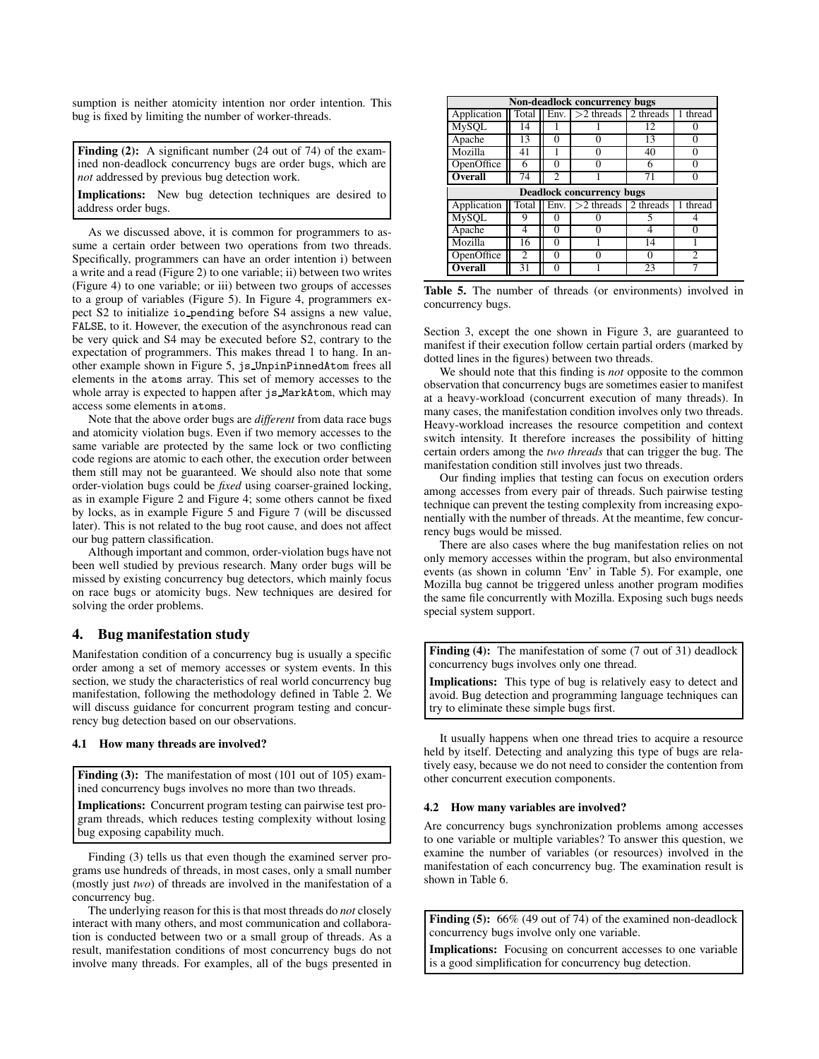sumption is neither atomicity intention nor order intention. This bug is fixed by limiting the number of worker-threads.

**Finding (2):** A significant number (24 out of 74) of the examined non-deadlock concurrency bugs are order bugs, which are *not* addressed by previous bug detection work.

**Implications:** New bug detection techniques are desired to address order bugs.

As we discussed above, it is common for programmers to assume a certain order between two operations from two threads. Specifically, programmers can have an order intention i) between a write and a read (Figure 2) to one variable; ii) between two writes (Figure 4) to one variable; or iii) between two groups of accesses to a group of variables (Figure 5). In Figure 4, programmers expect S2 to initialize io_pending before S4 assigns a new value, FALSE, to it. However, the execution of the asynchronous read can be very quick and S4 may be executed before S2, contrary to the expectation of programmers. This makes thread 1 to hang. In another example shown in Figure 5, js_UnpinPinnedAtom frees all elements in the atoms array. This set of memory accesses to the whole array is expected to happen after js_MarkAtom, which may access some elements in atoms.

Note that the above order bugs are *different* from data race bugs and atomicity violation bugs. Even if two memory accesses to the same variable are protected by the same lock or two conflicting code regions are atomic to each other, the execution order between them still may not be guaranteed. We should also note that some order-violation bugs could be *fixed* using coarser-grained locking, as in example Figure 2 and Figure 4; some others cannot be fixed by locks, as in example Figure 5 and Figure 7 (will be discussed later). This is not related to the bug root cause, and does not affect our bug pattern classification.

Although important and common, order-violation bugs have not been well studied by previous research. Many order bugs will be missed by existing concurrency bug detectors, which mainly focus on race bugs or atomicity bugs. New techniques are desired for solving the order problems.

## 4. Bug manifestation study

Manifestation condition of a concurrency bug is usually a specific order among a set of memory accesses or system events. In this section, we study the characteristics of real world concurrency bug manifestation, following the methodology defined in Table 2. We will discuss guidance for concurrent program testing and concurrency bug detection based on our observations.

### 4.1 How many threads are involved?

**Finding (3):** The manifestation of most (101 out of 105) examined concurrency bugs involves no more than two threads.

**Implications:** Concurrent program testing can pairwise test program threads, which reduces testing complexity without losing bug exposing capability much.

Finding (3) tells us that even though the examined server programs use hundreds of threads, in most cases, only a small number (mostly just *two*) of threads are involved in the manifestation of a concurrency bug.

The underlying reason for this is that most threads do *not* closely interact with many others, and most communication and collaboration is conducted between two or a small group of threads. As a result, manifestation conditions of most concurrency bugs do not involve many threads. For examples, all of the bugs presented in

| Non-deadlock concurrency bugs | | | | | |
|---|---|---|---|---|---|
| Application | Total | Env. | >2 threads | 2 threads | 1 thread |
| MySQL | 14 | 1 | 1 | 12 | 0 |
| Apache | 13 | 0 | 0 | 13 | 0 |
| Mozilla | 41 | 1 | 0 | 40 | 0 |
| OpenOffice | 6 | 0 | 0 | 6 | 0 |
| **Overall** | 74 | 2 | 1 | 71 | 0 |
| **Deadlock concurrency bugs** | | | | | |
| Application | Total | Env. | >2 threads | 2 threads | 1 thread |
| MySQL | 9 | 0 | 0 | 5 | 4 |
| Apache | 4 | 0 | 0 | 4 | 0 |
| Mozilla | 16 | 0 | 1 | 14 | 1 |
| OpenOffice | 2 | 0 | 0 | 0 | 2 |
| **Overall** | 31 | 0 | 1 | 23 | 7 |

**Table 5.** The number of threads (or environments) involved in concurrency bugs.

Section 3, except the one shown in Figure 3, are guaranteed to manifest if their execution follow certain partial orders (marked by dotted lines in the figures) between two threads.

We should note that this finding is *not* opposite to the common observation that concurrency bugs are sometimes easier to manifest at a heavy-workload (concurrent execution of many threads). In many cases, the manifestation condition involves only two threads. Heavy-workload increases the resource competition and context switch intensity. It therefore increases the possibility of hitting certain orders among the *two threads* that can trigger the bug. The manifestation condition still involves just two threads.

Our finding implies that testing can focus on execution orders among accesses from every pair of threads. Such pairwise testing technique can prevent the testing complexity from increasing exponentially with the number of threads. At the meantime, few concurrency bugs would be missed.

There are also cases where the bug manifestation relies on not only memory accesses within the program, but also environmental events (as shown in column 'Env' in Table 5). For example, one Mozilla bug cannot be triggered unless another program modifies the same file concurrently with Mozilla. Exposing such bugs needs special system support.

**Finding (4):** The manifestation of some (7 out of 31) deadlock concurrency bugs involves only one thread.

**Implications:** This type of bug is relatively easy to detect and avoid. Bug detection and programming language techniques can try to eliminate these simple bugs first.

It usually happens when one thread tries to acquire a resource held by itself. Detecting and analyzing this type of bugs are relatively easy, because we do not need to consider the contention from other concurrent execution components.

### 4.2 How many variables are involved?

Are concurrency bugs synchronization problems among accesses to one variable or multiple variables? To answer this question, we examine the number of variables (or resources) involved in the manifestation of each concurrency bug. The examination result is shown in Table 6.

**Finding (5):** 66% (49 out of 74) of the examined non-deadlock concurrency bugs involve only one variable.

**Implications:** Focusing on concurrent accesses to one variable is a good simplification for concurrency bug detection.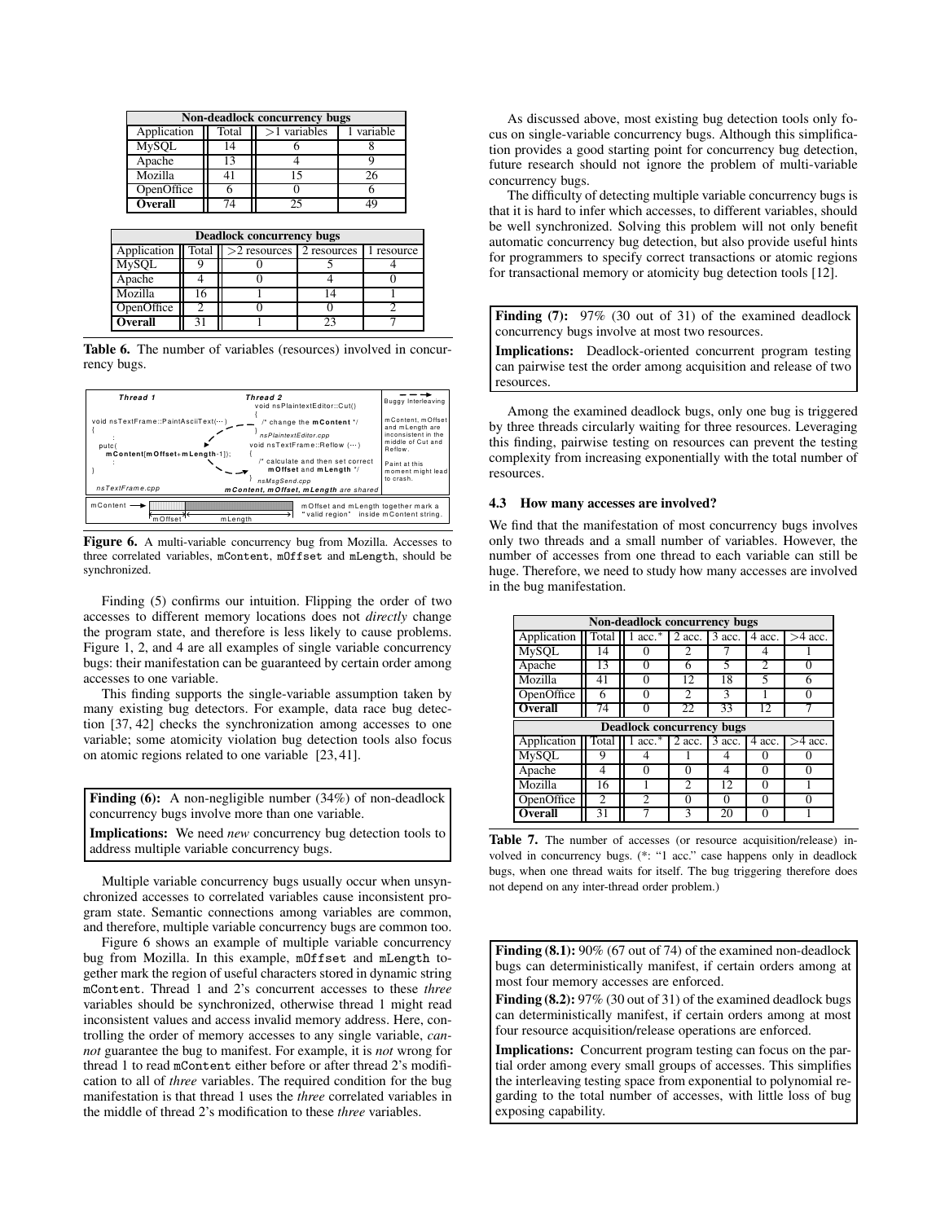| Non-deadlock concurrency bugs | | | |
|---|---|---|---|
| Application | Total | >1 variables | 1 variable |
| MySQL | 14 | 6 | 8 |
| Apache | 13 | 4 | 9 |
| Mozilla | 41 | 15 | 26 |
| OpenOffice | 6 | 0 | 6 |
| **Overall** | 74 | 25 | 49 |

| Deadlock concurrency bugs | | | | |
|---|---|---|---|---|
| Application | Total | >2 resources | 2 resources | 1 resource |
| MySQL | 9 | 0 | 5 | 4 |
| Apache | 4 | 0 | 4 | 0 |
| Mozilla | 16 | 1 | 14 | 1 |
| OpenOffice | 2 | 0 | 0 | 2 |
| **Overall** | 31 | 1 | 23 | 7 |

**Table 6.** The number of variables (resources) involved in concurrency bugs.

**Figure 6.** A multi-variable concurrency bug from Mozilla. Accesses to three correlated variables, mContent, mOffset and mLength, should be synchronized.

Finding (5) confirms our intuition. Flipping the order of two accesses to different memory locations does not *directly* change the program state, and therefore is less likely to cause problems. Figure 1, 2, and 4 are all examples of single variable concurrency bugs: their manifestation can be guaranteed by certain order among accesses to one variable.

This finding supports the single-variable assumption taken by many existing bug detectors. For example, data race bug detection [37, 42] checks the synchronization among accesses to one variable; some atomicity violation bug detection tools also focus on atomic regions related to one variable [23, 41].

**Finding (6):** A non-negligible number (34%) of non-deadlock concurrency bugs involve more than one variable.

**Implications:** We need *new* concurrency bug detection tools to address multiple variable concurrency bugs.

Multiple variable concurrency bugs usually occur when unsynchronized accesses to correlated variables cause inconsistent program state. Semantic connections among variables are common, and therefore, multiple variable concurrency bugs are common too.

Figure 6 shows an example of multiple variable concurrency bug from Mozilla. In this example, mOffset and mLength together mark the region of useful characters stored in dynamic string mContent. Thread 1 and 2's concurrent accesses to these *three* variables should be synchronized, otherwise thread 1 might read inconsistent values and access invalid memory address. Here, controlling the order of memory accesses to any single variable, *cannot* guarantee the bug to manifest. For example, it is *not* wrong for thread 1 to read mContent either before or after thread 2's modification to all of *three* variables. The required condition for the bug manifestation is that thread 1 uses the *three* correlated variables in the middle of thread 2's modification to these *three* variables.

As discussed above, most existing bug detection tools only focus on single-variable concurrency bugs. Although this simplification provides a good starting point for concurrency bug detection, future research should not ignore the problem of multi-variable concurrency bugs.

The difficulty of detecting multiple variable concurrency bugs is that it is hard to infer which accesses, to different variables, should be well synchronized. Solving this problem will not only benefit automatic concurrency bug detection, but also provide useful hints for programmers to specify correct transactions or atomic regions for transactional memory or atomicity bug detection tools [12].

**Finding (7):** 97% (30 out of 31) of the examined deadlock concurrency bugs involve at most two resources.

**Implications:** Deadlock-oriented concurrent program testing can pairwise test the order among acquisition and release of two resources.

Among the examined deadlock bugs, only one bug is triggered by three threads circularly waiting for three resources. Leveraging this finding, pairwise testing on resources can prevent the testing complexity from increasing exponentially with the total number of resources.

### 4.3 How many accesses are involved?

We find that the manifestation of most concurrency bugs involves only two threads and a small number of variables. However, the number of accesses from one thread to each variable can still be huge. Therefore, we need to study how many accesses are involved in the bug manifestation.

| Non-deadlock concurrency bugs | | | | | | |
|---|---|---|---|---|---|---|
| Application | Total | 1 acc.* | 2 acc. | 3 acc. | 4 acc. | >4 acc. |
| MySQL | 14 | 0 | 2 | 7 | 4 | 1 |
| Apache | 13 | 0 | 6 | 5 | 2 | 0 |
| Mozilla | 41 | 0 | 12 | 18 | 5 | 6 |
| OpenOffice | 6 | 0 | 2 | 3 | 1 | 0 |
| **Overall** | 74 | 0 | 22 | 33 | 12 | 7 |
| **Deadlock concurrency bugs** | | | | | | |
| Application | Total | 1 acc.* | 2 acc. | 3 acc. | 4 acc. | >4 acc. |
| MySQL | 9 | 4 | 1 | 4 | 0 | 0 |
| Apache | 4 | 0 | 0 | 4 | 0 | 0 |
| Mozilla | 16 | 1 | 2 | 12 | 0 | 1 |
| OpenOffice | 2 | 2 | 0 | 0 | 0 | 0 |
| **Overall** | 31 | 7 | 3 | 20 | 0 | 1 |

**Table 7.** The number of accesses (or resource acquisition/release) involved in concurrency bugs. (*: "1 acc." case happens only in deadlock bugs, when one thread waits for itself. The bug triggering therefore does not depend on any inter-thread order problem.)

**Finding (8.1):** 90% (67 out of 74) of the examined non-deadlock bugs can deterministically manifest, if certain orders among at most four memory accesses are enforced.

**Finding (8.2):** 97% (30 out of 31) of the examined deadlock bugs can deterministically manifest, if certain orders among at most four resource acquisition/release operations are enforced.

**Implications:** Concurrent program testing can focus on the partial order among every small groups of accesses. This simplifies the interleaving testing space from exponential to polynomial regarding to the total number of accesses, with little loss of bug exposing capability.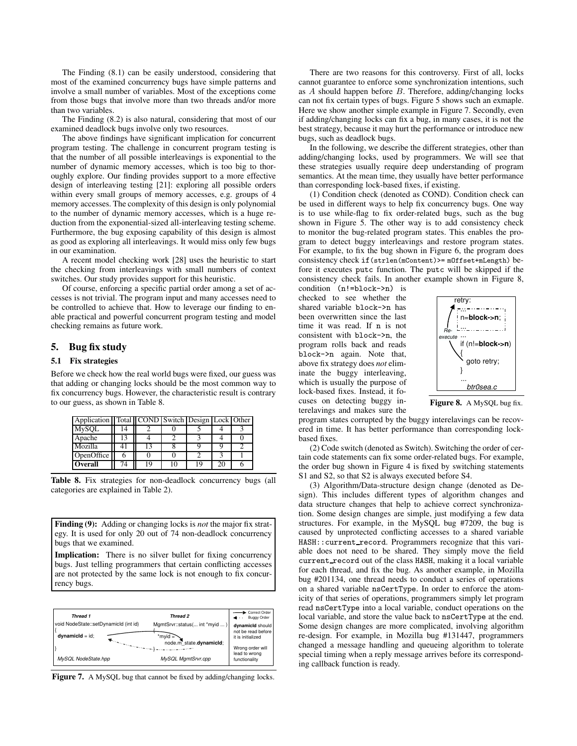The Finding (8.1) can be easily understood, considering that most of the examined concurrency bugs have simple patterns and involve a small number of variables. Most of the exceptions come from those bugs that involve more than two threads and/or more than two variables.

The Finding (8.2) is also natural, considering that most of our examined deadlock bugs involve only two resources.

The above findings have significant implication for concurrent program testing. The challenge in concurrent program testing is that the number of all possible interleavings is exponential to the number of dynamic memory accesses, which is too big to thoroughly explore. Our finding provides support to a more effective design of interleaving testing [21]: exploring all possible orders within every small groups of memory accesses, e.g. groups of 4 memory accesses. The complexity of this design is only polynomial to the number of dynamic memory accesses, which is a huge reduction from the exponential-sized all-interleaving testing scheme. Furthermore, the bug exposing capability of this design is almost as good as exploring all interleavings. It would miss only few bugs in our examination.

A recent model checking work [28] uses the heuristic to start the checking from interleavings with small numbers of context switches. Our study provides support for this heuristic.

Of course, enforcing a specific partial order among a set of accesses is not trivial. The program input and many accesses need to be controlled to achieve that. How to leverage our finding to enable practical and powerful concurrent program testing and model checking remains as future work.

## 5. Bug fix study

### 5.1 Fix strategies

Before we check how the real world bugs were fixed, our guess was that adding or changing locks should be the most common way to fix concurrency bugs. However, the characteristic result is contrary to our guess, as shown in Table 8.

| Application | Total | COND | Switch | Design | Lock | Other |
|---|---|---|---|---|---|---|
| MySQL | 14 | 2 | 0 | 5 | 4 | 3 |
| Apache | 13 | 4 | 2 | 3 | 4 | 0 |
| Mozilla | 41 | 13 | 8 | 9 | 9 | 2 |
| OpenOffice | 6 | 0 | 0 | 2 | 3 | 1 |
| **Overall** | 74 | 19 | 10 | 19 | 20 | 6 |

**Table 8.** Fix strategies for non-deadlock concurrency bugs (all categories are explained in Table 2).

**Finding (9):** Adding or changing locks is *not* the major fix strategy. It is used for only 20 out of 74 non-deadlock concurrency bugs that we examined.

**Implication:** There is no silver bullet for fixing concurrency bugs. Just telling programmers that certain conflicting accesses are not protected by the same lock is not enough to fix concurrency bugs.

| Thread 1 | Thread 2 | → Correct Order / ← Buggy Order |
|---|---|---|
| void NodeState::setDynamicId (int id) { **dynamicId** = id; } | MgmtSrvr::status(... int *myid ... ) { *myid = node.m_state.**dynamicId**; } | **dynamicId** should not be read before it is initialized. Wrong order will lead to wrong functionality |
| *MySQL NodeState.hpp* | *MySQL MgmtSrvr.cpp* | |

**Figure 7.** A MySQL bug that cannot be fixed by adding/changing locks.

There are two reasons for this controversy. First of all, locks cannot guarantee to enforce some synchronization intentions, such as $A$ should happen before $B$. Therefore, adding/changing locks can not fix certain types of bugs. Figure 5 shows such an exmaple. Here we show another simple example in Figure 7. Secondly, even if adding/changing locks can fix a bug, in many cases, it is not the best strategy, because it may hurt the performance or introduce new bugs, such as deadlock bugs.

In the following, we describe the different strategies, other than adding/changing locks, used by programmers. We will see that these strategies usually require deep understanding of program semantics. At the mean time, they usually have better performance than corresponding lock-based fixes, if existing.

(1) Condition check (denoted as COND). Condition check can be used in different ways to help fix concurrency bugs. One way is to use while-flag to fix order-related bugs, such as the bug shown in Figure 5. The other way is to add consistency check to monitor the bug-related program states. This enables the program to detect buggy interleavings and restore program states. For example, to fix the bug shown in Figure 6, the program does consistency check `if(strlen(mContent)>= mOffset+mLength)` before it executes `putc` function. The `putc` will be skipped if the consistency check fails. In another example shown in Figure 8, condition `(n!=block->n)` is checked to see whether the shared variable `block->n` has been overwritten since the last time it was read. If `n` is not consistent with `block->n`, the program rolls back and reads `block->n` again. Note that, above fix strategy does *not* eliminate the buggy interleaving, which is usually the purpose of lock-based fixes. Instead, it focuses on detecting buggy interelavings and makes sure the program states corrupted by the buggy interelavings can be recovered in time. It has better performance than corresponding lock-based fixes.

```
retry:
  ...
  n=block->n;
  ...
...
if (n!=block->n)
{
   goto retry;
}
...
```

*Re-execute* — *btr0sea.c*

**Figure 8.** A MySQL bug fix.

(2) Code switch (denoted as Switch). Switching the order of certain code statements can fix some order-related bugs. For example, the order bug shown in Figure 4 is fixed by switching statements S1 and S2, so that S2 is always executed before S4.

(3) Algorithm/Data-structure design change (denoted as Design). This includes different types of algorithm changes and data structure changes that help to achieve correct synchronization. Some design changes are simple, just modifying a few data structures. For example, in the MySQL bug #7209, the bug is caused by unprotected conflicting accesses to a shared variable `HASH::current_record`. Programmers recognize that this variable does not need to be shared. They simply move the field `current_record` out of the class `HASH`, making it a local variable for each thread, and fix the bug. As another example, in Mozilla bug #201134, one thread needs to conduct a series of operations on a shared variable `nsCertType`. In order to enforce the atomicity of that series of operations, programmers simply let program read `nsCertType` into a local variable, conduct operations on the local variable, and store the value back to `nsCertType` at the end. Some design changes are more complicated, involving algorithm re-design. For example, in Mozilla bug #131447, programmers changed a message handling and queueing algorithm to tolerate special timing when a reply message arrives before its corresponding callback function is ready.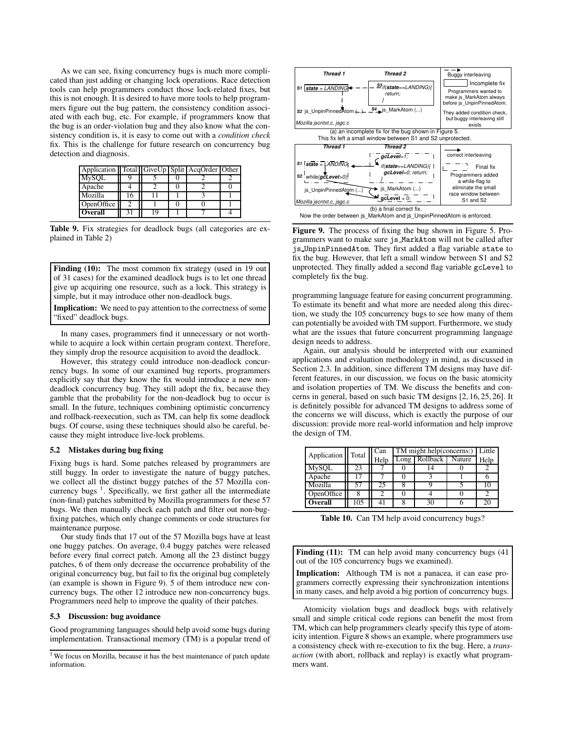As we can see, fixing concurrency bugs is much more complicated than just adding or changing lock operations. Race detection tools can help programmers conduct those lock-related fixes, but this is not enough. It is desired to have more tools to help programmers figure out the bug pattern, the consistency condition associated with each bug, etc. For example, if programmers know that the bug is an order-violation bug and they also know what the consistency condition is, it is easy to come out with a *condition check* fix. This is the challenge for future research on concurrency bug detection and diagnosis.

| Application | Total | GiveUp | Split | AcqOrder | Other |
|---|---|---|---|---|---|
| MySQL | 9 | 5 | 0 | 2 | 2 |
| Apache | 4 | 2 | 0 | 2 | 0 |
| Mozilla | 16 | 11 | 1 | 3 | 1 |
| OpenOffice | 2 | 1 | 0 | 0 | 1 |
| **Overall** | 31 | 19 | 1 | 7 | 4 |

**Table 9.** Fix strategies for deadlock bugs (all categories are explained in Table 2)

**Finding (10):** The most common fix strategy (used in 19 out of 31 cases) for the examined deadlock bugs is to let one thread give up acquiring one resource, such as a lock. This strategy is simple, but it may introduce other non-deadlock bugs.

**Implication:** We need to pay attention to the correctness of some "fixed" deadlock bugs.

In many cases, programmers find it unnecessary or not worthwhile to acquire a lock within certain program context. Therefore, they simply drop the resource acquisition to avoid the deadlock.

However, this strategy could introduce non-deadlock concurrency bugs. In some of our examined bug reports, programmers explicitly say that they know the fix would introduce a new non-deadlock concurrency bug. They still adopt the fix, because they gamble that the probability for the non-deadlock bug to occur is small. In the future, techniques combining optimistic concurrency and rollback-reexecution, such as TM, can help fix some deadlock bugs. Of course, using these techniques should also be careful, because they might introduce live-lock problems.

### 5.2 Mistakes during bug fixing

Fixing bugs is hard. Some patches released by programmers are still buggy. In order to investigate the nature of buggy patches, we collect all the distinct buggy patches of the 57 Mozilla concurrency bugs [1]. Specifically, we first gather all the intermediate (non-final) patches submitted by Mozilla programmers for these 57 bugs. We then manually check each patch and filter out non-bug-fixing patches, which only change comments or code structures for maintenance purpose.

Our study finds that 17 out of the 57 Mozilla bugs have at least one buggy patches. On average, 0.4 buggy patches were released before every final correct patch. Among all the 23 distinct buggy patches, 6 of them only decrease the occurrence probability of the original concurrency bug, but fail to fix the original bug completely (an example is shown in Figure 9). 5 of them introduce new concurrency bugs. The other 12 introduce new non-concurrency bugs. Programmers need help to improve the quality of their patches.

### 5.3 Discussion: bug avoidance

Good programming languages should help avoid some bugs during implementation. Transactional memory (TM) is a popular trend of programming language feature for easing concurrent programming. To estimate its benefit and what more are needed along this direction, we study the 105 concurrency bugs to see how many of them can potentially be avoided with TM support. Furthermore, we study what are the issues that future concurrent programming language design needs to address.

[1] We focus on Mozilla, because it has the best maintenance of patch update information.

**Figure 9.** The process of fixing the bug shown in Figure 5. Programmers want to make sure js_MarkAtom will not be called after js_UnpinPinnedAtom. They first added a flag variable `state` to fix the bug. However, that left a small window between S1 and S2 unprotected. They finally added a second flag variable `gcLevel` to completely fix the bug.

Again, our analysis should be interpreted with our examined applications and evaluation methodology in mind, as discussed in Section 2.3. In addition, since different TM designs may have different features, in our discussion, we focus on the basic atomicity and isolation properties of TM. We discuss the benefits and concerns in general, based on such basic TM designs [2, 16, 25, 26]. It is definitely possible for advanced TM designs to address some of the concerns we will discuss, which is exactly the purpose of our discussion: provide more real-world information and help improve the design of TM.

| Application | Total | Can Help | TM might help(concerns:) | | | Little Help |
|---|---|---|---|---|---|---|
| | | | Long | Rollback | Nature | |
| MySQL | 23 | 7 | 0 | 14 | 0 | 2 |
| Apache | 17 | 7 | 0 | 3 | 1 | 6 |
| Mozilla | 57 | 25 | 8 | 9 | 5 | 10 |
| OpenOffice | 8 | 2 | 0 | 4 | 0 | 2 |
| **Overall** | 105 | 41 | 8 | 30 | 6 | 20 |

**Table 10.** Can TM help avoid concurrency bugs?

**Finding (11):** TM can help avoid many concurrency bugs (41 out of the 105 concurrency bugs we examined).

**Implication:** Although TM is not a panacea, it can ease programmers correctly expressing their synchronization intentions in many cases, and help avoid a big portion of concurrency bugs.

Atomicity violation bugs and deadlock bugs with relatively small and simple critical code regions can benefit the most from TM, which can help programmers clearly specify this type of atomicity intention. Figure 8 shows an example, where programmers use a consistency check with re-execution to fix the bug. Here, a *transaction* (with abort, rollback and replay) is exactly what programmers want.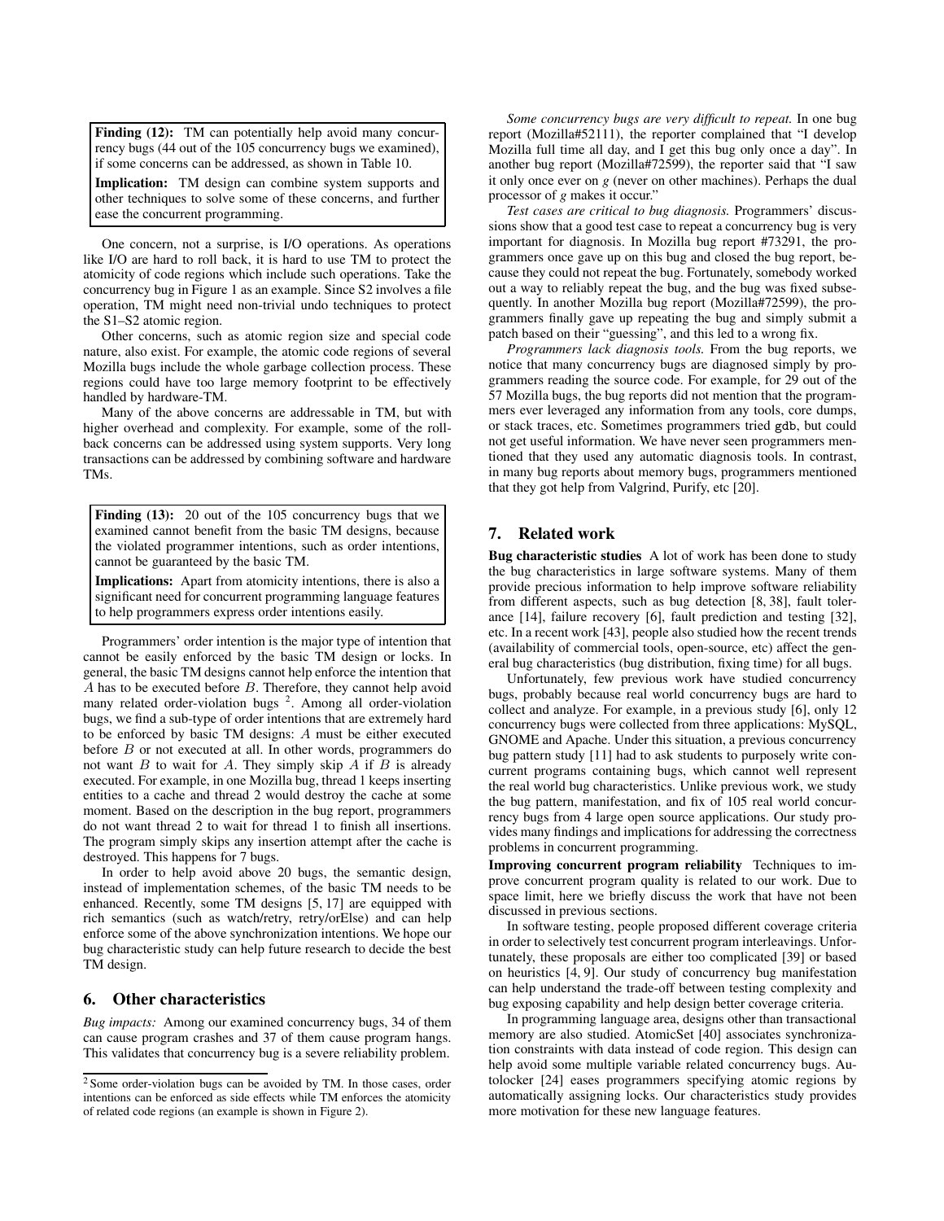**Finding (12):** TM can potentially help avoid many concurrency bugs (44 out of the 105 concurrency bugs we examined), if some concerns can be addressed, as shown in Table 10.

**Implication:** TM design can combine system supports and other techniques to solve some of these concerns, and further ease the concurrent programming.

One concern, not a surprise, is I/O operations. As operations like I/O are hard to roll back, it is hard to use TM to protect the atomicity of code regions which include such operations. Take the concurrency bug in Figure 1 as an example. Since S2 involves a file operation, TM might need non-trivial undo techniques to protect the S1–S2 atomic region.

Other concerns, such as atomic region size and special code nature, also exist. For example, the atomic code regions of several Mozilla bugs include the whole garbage collection process. These regions could have too large memory footprint to be effectively handled by hardware-TM.

Many of the above concerns are addressable in TM, but with higher overhead and complexity. For example, some of the roll-back concerns can be addressed using system supports. Very long transactions can be addressed by combining software and hardware TMs.

**Finding (13):** 20 out of the 105 concurrency bugs that we examined cannot benefit from the basic TM designs, because the violated programmer intentions, such as order intentions, cannot be guaranteed by the basic TM.

**Implications:** Apart from atomicity intentions, there is also a significant need for concurrent programming language features to help programmers express order intentions easily.

Programmers' order intention is the major type of intention that cannot be easily enforced by the basic TM design or locks. In general, the basic TM designs cannot help enforce the intention that $A$ has to be executed before $B$. Therefore, they cannot help avoid many related order-violation bugs [2]. Among all order-violation bugs, we find a sub-type of order intentions that are extremely hard to be enforced by basic TM designs: $A$ must be either executed before $B$ or not executed at all. In other words, programmers do not want $B$ to wait for $A$. They simply skip $A$ if $B$ is already executed. For example, in one Mozilla bug, thread 1 keeps inserting entities to a cache and thread 2 would destroy the cache at some moment. Based on the description in the bug report, programmers do not want thread 2 to wait for thread 1 to finish all insertions. The program simply skips any insertion attempt after the cache is destroyed. This happens for 7 bugs.

In order to help avoid above 20 bugs, the semantic design, instead of implementation schemes, of the basic TM needs to be enhanced. Recently, some TM designs [5, 17] are equipped with rich semantics (such as watch/retry, retry/orElse) and can help enforce some of the above synchronization intentions. We hope our bug characteristic study can help future research to decide the best TM design.

## 6. Other characteristics

*Bug impacts:* Among our examined concurrency bugs, 34 of them can cause program crashes and 37 of them cause program hangs. This validates that concurrency bug is a severe reliability problem.

[2] Some order-violation bugs can be avoided by TM. In those cases, order intentions can be enforced as side effects while TM enforces the atomicity of related code regions (an example is shown in Figure 2).

*Some concurrency bugs are very difficult to repeat.* In one bug report (Mozilla#52111), the reporter complained that "I develop Mozilla full time all day, and I get this bug only once a day". In another bug report (Mozilla#72599), the reporter said that "I saw it only once ever on *g* (never on other machines). Perhaps the dual processor of *g* makes it occur."

*Test cases are critical to bug diagnosis.* Programmers' discussions show that a good test case to repeat a concurrency bug is very important for diagnosis. In Mozilla bug report #73291, the programmers once gave up on this bug and closed the bug report, because they could not repeat the bug. Fortunately, somebody worked out a way to reliably repeat the bug, and the bug was fixed subsequently. In another Mozilla bug report (Mozilla#72599), the programmers finally gave up repeating the bug and simply submit a patch based on their "guessing", and this led to a wrong fix.

*Programmers lack diagnosis tools.* From the bug reports, we notice that many concurrency bugs are diagnosed simply by programmers reading the source code. For example, for 29 out of the 57 Mozilla bugs, the bug reports did not mention that the programmers ever leveraged any information from any tools, core dumps, or stack traces, etc. Sometimes programmers tried gdb, but could not get useful information. We have never seen programmers mentioned that they used any automatic diagnosis tools. In contrast, in many bug reports about memory bugs, programmers mentioned that they got help from Valgrind, Purify, etc [20].

## 7. Related work

**Bug characteristic studies** A lot of work has been done to study the bug characteristics in large software systems. Many of them provide precious information to help improve software reliability from different aspects, such as bug detection [8, 38], fault tolerance [14], failure recovery [6], fault prediction and testing [32], etc. In a recent work [43], people also studied how the recent trends (availability of commercial tools, open-source, etc) affect the general bug characteristics (bug distribution, fixing time) for all bugs.

Unfortunately, few previous work have studied concurrency bugs, probably because real world concurrency bugs are hard to collect and analyze. For example, in a previous study [6], only 12 concurrency bugs were collected from three applications: MySQL, GNOME and Apache. Under this situation, a previous concurrency bug pattern study [11] had to ask students to purposely write concurrent programs containing bugs, which cannot well represent the real world bug characteristics. Unlike previous work, we study the bug pattern, manifestation, and fix of 105 real world concurrency bugs from 4 large open source applications. Our study provides many findings and implications for addressing the correctness problems in concurrent programming.

**Improving concurrent program reliability** Techniques to improve concurrent program quality is related to our work. Due to space limit, here we briefly discuss the work that have not been discussed in previous sections.

In software testing, people proposed different coverage criteria in order to selectively test concurrent program interleavings. Unfortunately, these proposals are either too complicated [39] or based on heuristics [4, 9]. Our study of concurrency bug manifestation can help understand the trade-off between testing complexity and bug exposing capability and help design better coverage criteria.

In programming language area, designs other than transactional memory are also studied. AtomicSet [40] associates synchronization constraints with data instead of code region. This design can help avoid some multiple variable related concurrency bugs. Autolocker [24] eases programmers specifying atomic regions by automatically assigning locks. Our characteristics study provides more motivation for these new language features.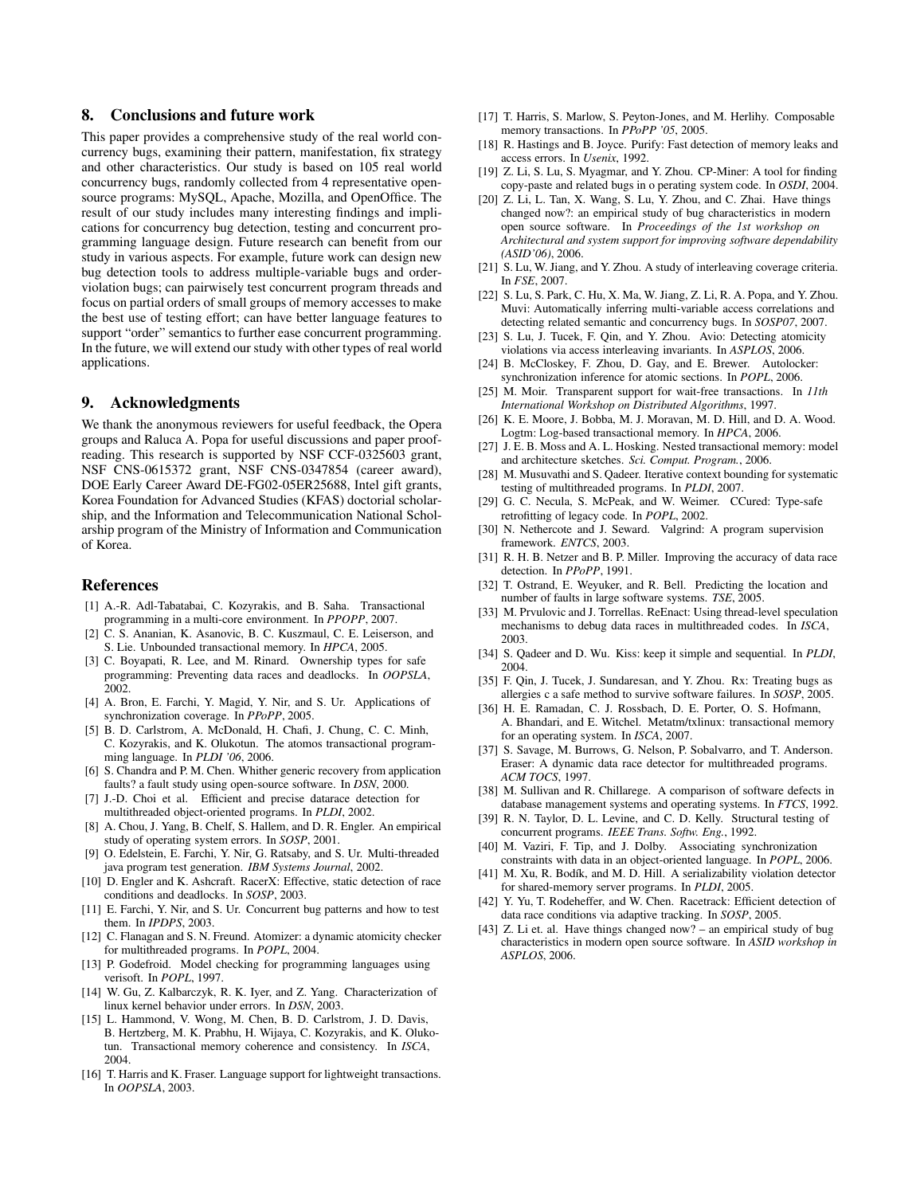## 8. Conclusions and future work

This paper provides a comprehensive study of the real world concurrency bugs, examining their pattern, manifestation, fix strategy and other characteristics. Our study is based on 105 real world concurrency bugs, randomly collected from 4 representative open-source programs: MySQL, Apache, Mozilla, and OpenOffice. The result of our study includes many interesting findings and implications for concurrency bug detection, testing and concurrent programming language design. Future research can benefit from our study in various aspects. For example, future work can design new bug detection tools to address multiple-variable bugs and order-violation bugs; can pairwisely test concurrent program threads and focus on partial orders of small groups of memory accesses to make the best use of testing effort; can have better language features to support "order" semantics to further ease concurrent programming. In the future, we will extend our study with other types of real world applications.

## 9. Acknowledgments

We thank the anonymous reviewers for useful feedback, the Opera groups and Raluca A. Popa for useful discussions and paper proofreading. This research is supported by NSF CCF-0325603 grant, NSF CNS-0615372 grant, NSF CNS-0347854 (career award), DOE Early Career Award DE-FG02-05ER25688, Intel gift grants, Korea Foundation for Advanced Studies (KFAS) doctorial scholarship, and the Information and Telecommunication National Scholarship program of the Ministry of Information and Communication of Korea.

## References

[1] A.-R. Adl-Tabatabai, C. Kozyrakis, and B. Saha. Transactional programming in a multi-core environment. In *PPOPP*, 2007.

[2] C. S. Ananian, K. Asanovic, B. C. Kuszmaul, C. E. Leiserson, and S. Lie. Unbounded transactional memory. In *HPCA*, 2005.

[3] C. Boyapati, R. Lee, and M. Rinard. Ownership types for safe programming: Preventing data races and deadlocks. In *OOPSLA*, 2002.

[4] A. Bron, E. Farchi, Y. Magid, Y. Nir, and S. Ur. Applications of synchronization coverage. In *PPoPP*, 2005.

[5] B. D. Carlstrom, A. McDonald, H. Chafi, J. Chung, C. C. Minh, C. Kozyrakis, and K. Olukotun. The atomos transactional programming language. In *PLDI '06*, 2006.

[6] S. Chandra and P. M. Chen. Whither generic recovery from application faults? a fault study using open-source software. In *DSN*, 2000.

[7] J.-D. Choi et al. Efficient and precise datarace detection for multithreaded object-oriented programs. In *PLDI*, 2002.

[8] A. Chou, J. Yang, B. Chelf, S. Hallem, and D. R. Engler. An empirical study of operating system errors. In *SOSP*, 2001.

[9] O. Edelstein, E. Farchi, Y. Nir, G. Ratsaby, and S. Ur. Multi-threaded java program test generation. *IBM Systems Journal*, 2002.

[10] D. Engler and K. Ashcraft. RacerX: Effective, static detection of race conditions and deadlocks. In *SOSP*, 2003.

[11] E. Farchi, Y. Nir, and S. Ur. Concurrent bug patterns and how to test them. In *IPDPS*, 2003.

[12] C. Flanagan and S. N. Freund. Atomizer: a dynamic atomicity checker for multithreaded programs. In *POPL*, 2004.

[13] P. Godefroid. Model checking for programming languages using verisoft. In *POPL*, 1997.

[14] W. Gu, Z. Kalbarczyk, R. K. Iyer, and Z. Yang. Characterization of linux kernel behavior under errors. In *DSN*, 2003.

[15] L. Hammond, V. Wong, M. Chen, B. D. Carlstrom, J. D. Davis, B. Hertzberg, M. K. Prabhu, H. Wijaya, C. Kozyrakis, and K. Olukotun. Transactional memory coherence and consistency. In *ISCA*, 2004.

[16] T. Harris and K. Fraser. Language support for lightweight transactions. In *OOPSLA*, 2003.

[17] T. Harris, S. Marlow, S. Peyton-Jones, and M. Herlihy. Composable memory transactions. In *PPoPP '05*, 2005.

[18] R. Hastings and B. Joyce. Purify: Fast detection of memory leaks and access errors. In *Usenix*, 1992.

[19] Z. Li, S. Lu, S. Myagmar, and Y. Zhou. CP-Miner: A tool for finding copy-paste and related bugs in o perating system code. In *OSDI*, 2004.

[20] Z. Li, L. Tan, X. Wang, S. Lu, Y. Zhou, and C. Zhai. Have things changed now?: an empirical study of bug characteristics in modern open source software. In *Proceedings of the 1st workshop on Architectural and system support for improving software dependability (ASID'06)*, 2006.

[21] S. Lu, W. Jiang, and Y. Zhou. A study of interleaving coverage criteria. In *FSE*, 2007.

[22] S. Lu, S. Park, C. Hu, X. Ma, W. Jiang, Z. Li, R. A. Popa, and Y. Zhou. Muvi: Automatically inferring multi-variable access correlations and detecting related semantic and concurrency bugs. In *SOSP07*, 2007.

[23] S. Lu, J. Tucek, F. Qin, and Y. Zhou. Avio: Detecting atomicity violations via access interleaving invariants. In *ASPLOS*, 2006.

[24] B. McCloskey, F. Zhou, D. Gay, and E. Brewer. Autolocker: synchronization inference for atomic sections. In *POPL*, 2006.

[25] M. Moir. Transparent support for wait-free transactions. In *11th International Workshop on Distributed Algorithms*, 1997.

[26] K. E. Moore, J. Bobba, M. J. Moravan, M. D. Hill, and D. A. Wood. Logtm: Log-based transactional memory. In *HPCA*, 2006.

[27] J. E. B. Moss and A. L. Hosking. Nested transactional memory: model and architecture sketches. *Sci. Comput. Program.*, 2006.

[28] M. Musuvathi and S. Qadeer. Iterative context bounding for systematic testing of multithreaded programs. In *PLDI*, 2007.

[29] G. C. Necula, S. McPeak, and W. Weimer. CCured: Type-safe retrofitting of legacy code. In *POPL*, 2002.

[30] N. Nethercote and J. Seward. Valgrind: A program supervision framework. *ENTCS*, 2003.

[31] R. H. B. Netzer and B. P. Miller. Improving the accuracy of data race detection. In *PPoPP*, 1991.

[32] T. Ostrand, E. Weyuker, and R. Bell. Predicting the location and number of faults in large software systems. *TSE*, 2005.

[33] M. Prvulovic and J. Torrellas. ReEnact: Using thread-level speculation mechanisms to debug data races in multithreaded codes. In *ISCA*, 2003.

[34] S. Qadeer and D. Wu. Kiss: keep it simple and sequential. In *PLDI*, 2004.

[35] F. Qin, J. Tucek, J. Sundaresan, and Y. Zhou. Rx: Treating bugs as allergies c a safe method to survive software failures. In *SOSP*, 2005.

[36] H. E. Ramadan, C. J. Rossbach, D. E. Porter, O. S. Hofmann, A. Bhandari, and E. Witchel. Metatm/txlinux: transactional memory for an operating system. In *ISCA*, 2007.

[37] S. Savage, M. Burrows, G. Nelson, P. Sobalvarro, and T. Anderson. Eraser: A dynamic data race detector for multithreaded programs. *ACM TOCS*, 1997.

[38] M. Sullivan and R. Chillarege. A comparison of software defects in database management systems and operating systems. In *FTCS*, 1992.

[39] R. N. Taylor, D. L. Levine, and C. D. Kelly. Structural testing of concurrent programs. *IEEE Trans. Softw. Eng.*, 1992.

[40] M. Vaziri, F. Tip, and J. Dolby. Associating synchronization constraints with data in an object-oriented language. In *POPL*, 2006.

[41] M. Xu, R. Bodík, and M. D. Hill. A serializability violation detector for shared-memory server programs. In *PLDI*, 2005.

[42] Y. Yu, T. Rodeheffer, and W. Chen. Racetrack: Efficient detection of data race conditions via adaptive tracking. In *SOSP*, 2005.

[43] Z. Li et. al. Have things changed now? – an empirical study of bug characteristics in modern open source software. In *ASID workshop in ASPLOS*, 2006.